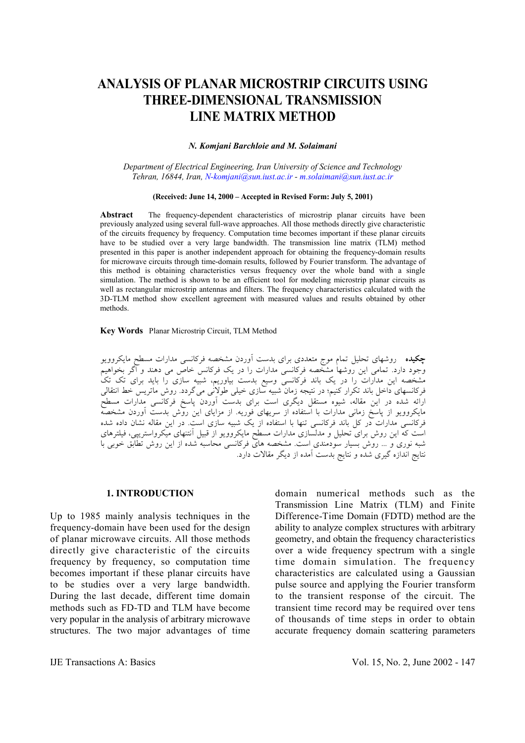# ANALYSIS OF PLANAR MICROSTRIP CIRCUITS USING THREE-DIMENSIONAL TRANSMISSION LINE MATRIX METHOD

*N. Komjani Barchloie and M. Solaimani*

*Department of Electrical Engineering, Iran University of Science and Technology Tehran, 16844, Iran, N-komjani@sun.iust.ac.ir - m.solaimani@sun.iust.ac.ir*

**(Received: June 14, 2000 – Accepted in Revised Form: July 5, 2001)**

**Abstract** The frequency-dependent characteristics of microstrip planar circuits have been previously analyzed using several full-wave approaches. All those methods directly give characteristic of the circuits frequency by frequency. Computation time becomes important if these planar circuits have to be studied over a very large bandwidth. The transmission line matrix (TLM) method presented in this paper is another independent approach for obtaining the frequency-domain results for microwave circuits through time-domain results, followed by Fourier transform. The advantage of this method is obtaining characteristics versus frequency over the whole band with a single simulation. The method is shown to be an efficient tool for modeling microstrip planar circuits as well as rectangular microstrip antennas and filters. The frequency characteristics calculated with the 3D-TLM method show excellent agreement with measured values and results obtained by other methods.

**Key Words** Planar Microstrip Circuit, TLM Method

**چکیده** روشهای تحلیل تمام موج متعددی برای بدست آوردن مشخصه فرکانسی مدارات مسطح مایکروویو وجود دارد. تمامی این روشها مشخصه فرکانسی مدارات را در یک فرکانس خاص می دهند و اگر بخواهیم مشخصه این مدارات را در یک باند فرکانسی وسیع بدست بیاوریم، شبیه سازی را باید برای تک تک فرکانسهای داخل باند تکرار کنیم؛ در نتیجه زمان شبیه سازی خیلی طولانی می‌گردد. روش ماتریس خط انتقالی ارائه شده در این مقاله، شیوه مستقل دیگری است برای بدست آوردن پاسخ فرکانسی مدارات مسطح مایکروویو از پاسخ زمانی مدارات با استفاده از سریهای فوریه. از مزایای این روش بدست آوردن مشخصه فرکانسی مدارات در کل باند فرکانسی تنها با استفاده از یک شبیه سازی است. در این مقاله نشان داده شده است که این روش برای تحلیل و مدلسازی مدارات مسطح مایکروویو از قبیل آنتنهای میکرواستریپی، فیلترهای شبه نوری و ... روش بسیار سودمندی است. مشخصه های فرکانسی محاسبه شده از این روش تطابق خوبی با نتایج اندازه گیری شده و نتایج بدست آمده از دیگر مقالات دارد.

## 1. INTRODUCTION

Up to 1985 mainly analysis techniques in the frequency-domain have been used for the design of planar microwave circuits. All those methods directly give characteristic of the circuits frequency by frequency, so computation time becomes important if these planar circuits have to be studies over a very large bandwidth. During the last decade, different time domain methods such as FD-TD and TLM have become very popular in the analysis of arbitrary microwave structures. The two major advantages of time domain numerical methods such as the Transmission Line Matrix (TLM) and Finite Difference-Time Domain (FDTD) method are the ability to analyze complex structures with arbitrary geometry, and obtain the frequency characteristics over a wide frequency spectrum with a single time domain simulation. The frequency characteristics are calculated using a Gaussian pulse source and applying the Fourier transform to the transient response of the circuit. The transient time record may be required over tens of thousands of time steps in order to obtain accurate frequency domain scattering parameters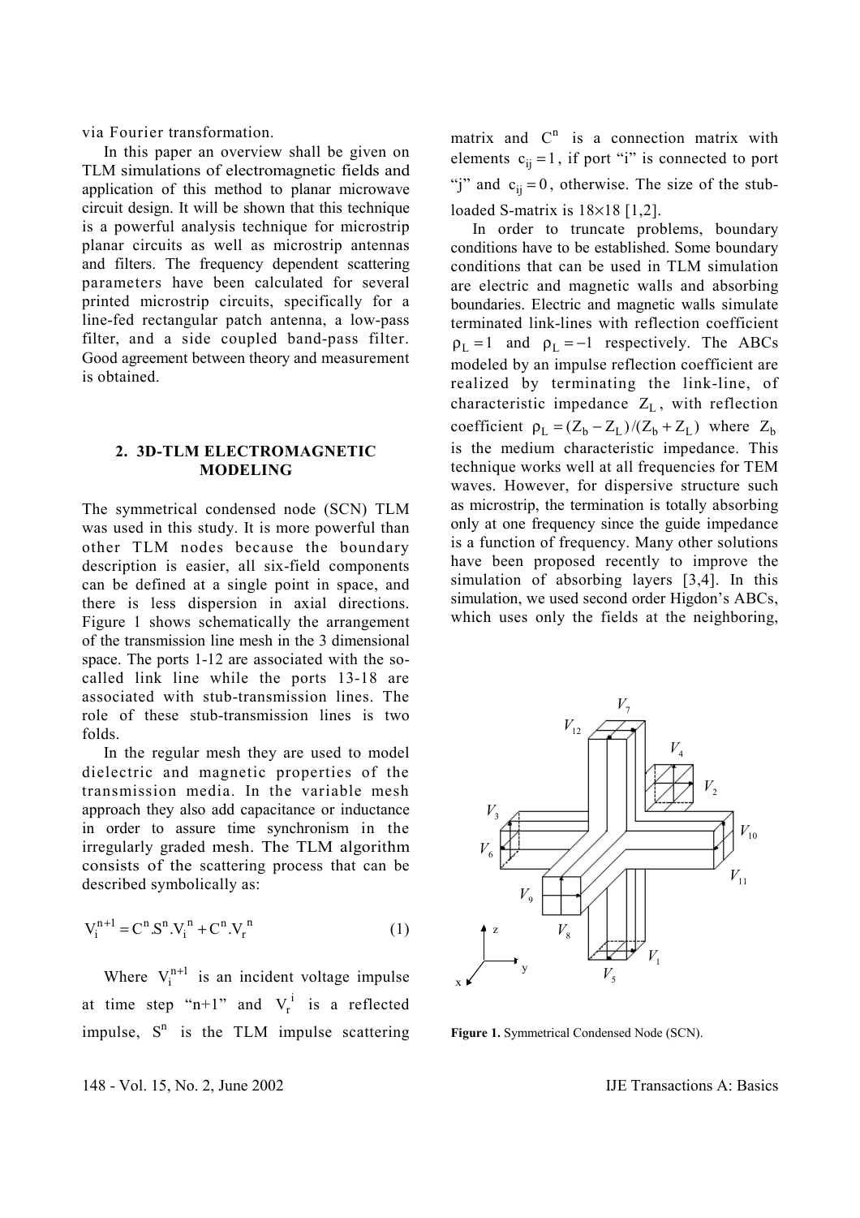via Fourier transformation.

In this paper an overview shall be given on TLM simulations of electromagnetic fields and application of this method to planar microwave circuit design. It will be shown that this technique is a powerful analysis technique for microstrip planar circuits as well as microstrip antennas and filters. The frequency dependent scattering parameters have been calculated for several printed microstrip circuits, specifically for a line-fed rectangular patch antenna, a low-pass filter, and a side coupled band-pass filter. Good agreement between theory and measurement is obtained.

## 2. 3D-TLM ELECTROMAGNETIC MODELING

The symmetrical condensed node (SCN) TLM was used in this study. It is more powerful than other TLM nodes because the boundary description is easier, all six-field components can be defined at a single point in space, and there is less dispersion in axial directions. Figure 1 shows schematically the arrangement of the transmission line mesh in the 3 dimensional space. The ports 1-12 are associated with the so-called link line while the ports 13-18 are associated with stub-transmission lines. The role of these stub-transmission lines is two folds.

In the regular mesh they are used to model dielectric and magnetic properties of the transmission media. In the variable mesh approach they also add capacitance or inductance in order to assure time synchronism in the irregularly graded mesh. The TLM algorithm consists of the scattering process that can be described symbolically as:

$$V_i^{n+1} = C^n.S^n.V_i^n + C^n.V_r^n \tag{1}$$

Where $V_i^{n+1}$ is an incident voltage impulse at time step "n+1" and $V_r^i$ is a reflected impulse, $S^n$ is the TLM impulse scattering matrix and $C^n$ is a connection matrix with elements $c_{ij} = 1$, if port "i" is connected to port "j" and $c_{ij} = 0$, otherwise. The size of the stub-loaded S-matrix is $18 \times 18$ [1,2].

In order to truncate problems, boundary conditions have to be established. Some boundary conditions that can be used in TLM simulation are electric and magnetic walls and absorbing boundaries. Electric and magnetic walls simulate terminated link-lines with reflection coefficient $\rho_L = 1$ and $\rho_L = -1$ respectively. The ABCs modeled by an impulse reflection coefficient are realized by terminating the link-line, of characteristic impedance $Z_L$, with reflection coefficient $\rho_L = (Z_b - Z_L)/(Z_b + Z_L)$ where $Z_b$ is the medium characteristic impedance. This technique works well at all frequencies for TEM waves. However, for dispersive structure such as microstrip, the termination is totally absorbing only at one frequency since the guide impedance is a function of frequency. Many other solutions have been proposed recently to improve the simulation of absorbing layers [3,4]. In this simulation, we used second order Higdon's ABCs, which uses only the fields at the neighboring,

**Figure 1.** Symmetrical Condensed Node (SCN).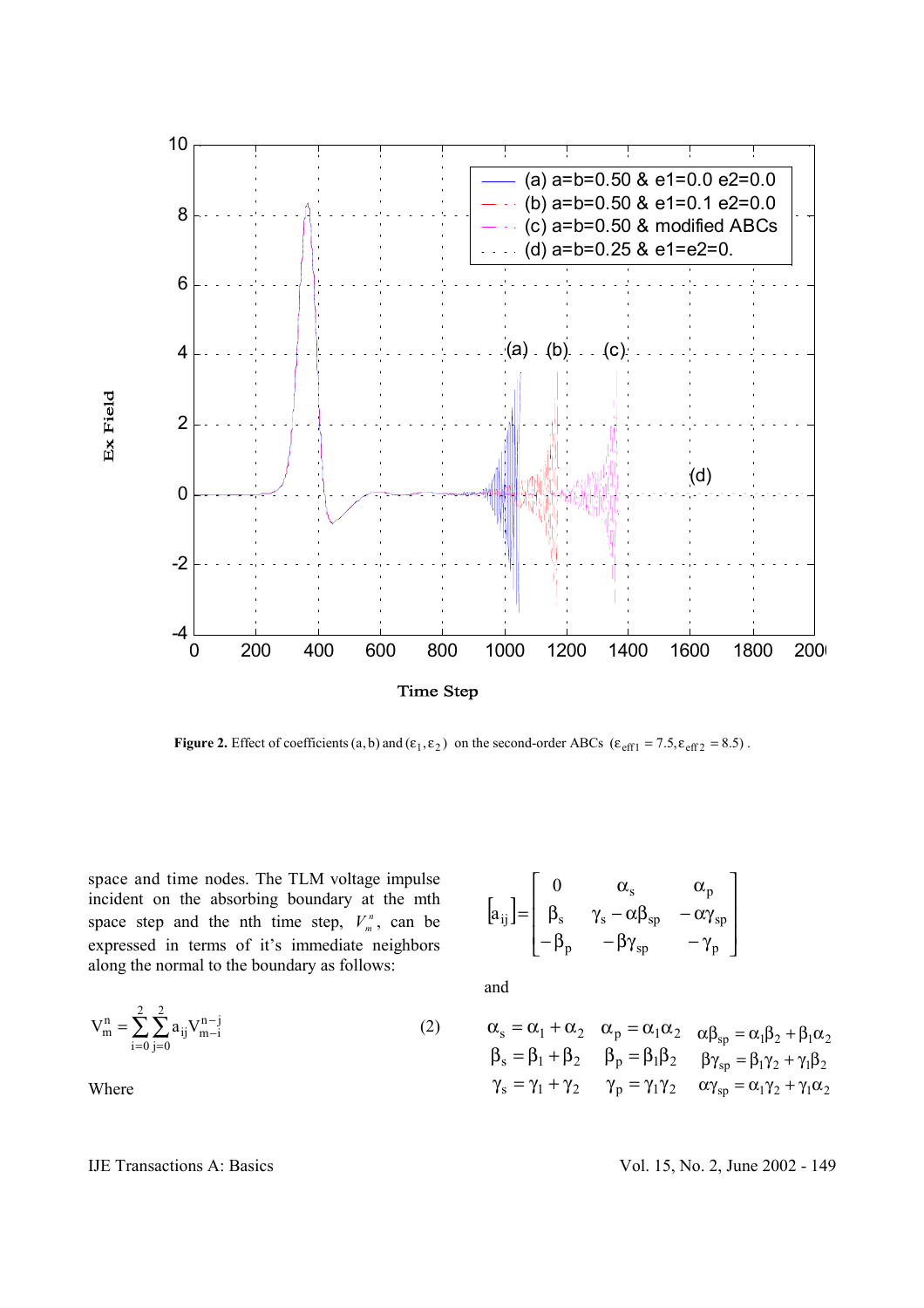Figure 2. Effect of coefficients $(a, b)$ and $(\varepsilon_1, \varepsilon_2)$ on the second-order ABCs $(\varepsilon_{eff1} = 7.5, \varepsilon_{eff2} = 8.5)$.

space and time nodes. The TLM voltage impulse incident on the absorbing boundary at the mth space step and the nth time step, $V_m^n$, can be expressed in terms of it's immediate neighbors along the normal to the boundary as follows:

$$V_m^n = \sum_{i=0}^{2}\sum_{j=0}^{2} a_{ij} V_{m-i}^{n-j} \tag{2}$$

Where

$$[a_{ij}] = \begin{bmatrix} 0 & \alpha_s & \alpha_p \\ \beta_s & \gamma_s - \alpha\beta_{sp} & -\alpha\gamma_{sp} \\ -\beta_p & -\beta\gamma_{sp} & -\gamma_p \end{bmatrix}$$

and

$$\alpha_s = \alpha_1 + \alpha_2 \quad \alpha_p = \alpha_1\alpha_2 \quad \alpha\beta_{sp} = \alpha_1\beta_2 + \beta_1\alpha_2$$
$$\beta_s = \beta_1 + \beta_2 \quad \beta_p = \beta_1\beta_2 \quad \beta\gamma_{sp} = \beta_1\gamma_2 + \gamma_1\beta_2$$
$$\gamma_s = \gamma_1 + \gamma_2 \quad \gamma_p = \gamma_1\gamma_2 \quad \alpha\gamma_{sp} = \alpha_1\gamma_2 + \gamma_1\alpha_2$$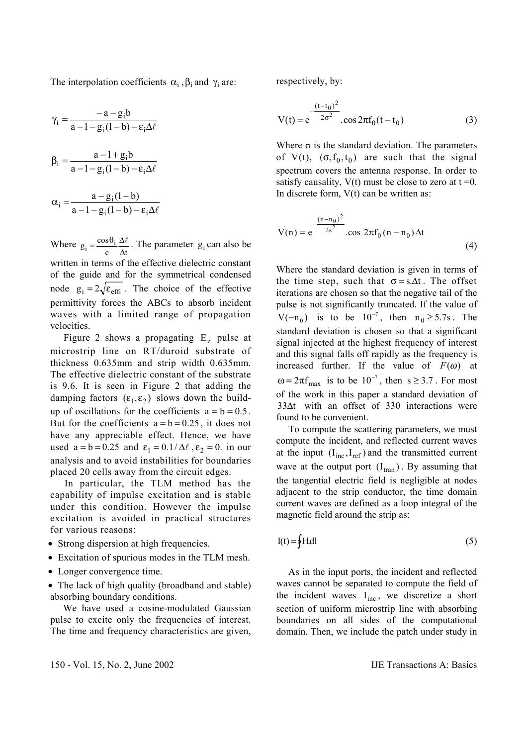The interpolation coefficients $\alpha_i$, $\beta_i$ and $\gamma_i$ are:

$$\gamma_i = \frac{-a - g_i b}{a - 1 - g_i(1-b) - \varepsilon_i \Delta\ell}$$

$$\beta_i = \frac{a - 1 + g_i b}{a - 1 - g_i(1-b) - \varepsilon_i \Delta\ell}$$

$$\alpha_i = \frac{a - g_i(1-b)}{a - 1 - g_i(1-b) - \varepsilon_i \Delta\ell}$$

Where $g_i = \frac{\cos\theta_i}{c}\frac{\Delta\ell}{\Delta t}$. The parameter $g_i$ can also be written in terms of the effective dielectric constant of the guide and for the symmetrical condensed node $g_i = 2\sqrt{\varepsilon_{effi}}$. The choice of the effective permittivity forces the ABCs to absorb incident waves with a limited range of propagation velocities.

Figure 2 shows a propagating $E_z$ pulse at microstrip line on RT/duroid substrate of thickness 0.635mm and strip width 0.635mm. The effective dielectric constant of the substrate is 9.6. It is seen in Figure 2 that adding the damping factors $(\varepsilon_1, \varepsilon_2)$ slows down the build-up of oscillations for the coefficients $a = b = 0.5$. But for the coefficients $a = b = 0.25$, it does not have any appreciable effect. Hence, we have used $a = b = 0.25$ and $\varepsilon_1 = 0.1/\Delta\ell$, $\varepsilon_2 = 0.$ in our analysis and to avoid instabilities for boundaries placed 20 cells away from the circuit edges.

In particular, the TLM method has the capability of impulse excitation and is stable under this condition. However the impulse excitation is avoided in practical structures for various reasons:

- Strong dispersion at high frequencies.
- Excitation of spurious modes in the TLM mesh.
- Longer convergence time.
- The lack of high quality (broadband and stable) absorbing boundary conditions.

We have used a cosine-modulated Gaussian pulse to excite only the frequencies of interest. The time and frequency characteristics are given, respectively, by:

$$V(t) = e^{-\frac{(t-t_0)^2}{2\sigma^2}}.\cos 2\pi f_0(t - t_0) \tag{3}$$

Where $\sigma$ is the standard deviation. The parameters of $V(t)$, $(\sigma, f_0, t_0)$ are such that the signal spectrum covers the antenna response. In order to satisfy causality, $V(t)$ must be close to zero at $t = 0$. In discrete form, $V(t)$ can be written as:

$$V(n) = e^{-\frac{(n-n_0)^2}{2s^2}}.\cos\ 2\pi f_0 (n - n_0)\Delta t \tag{4}$$

Where the standard deviation is given in terms of the time step, such that $\sigma = s.\Delta t$. The offset iterations are chosen so that the negative tail of the pulse is not significantly truncated. If the value of $V(-n_0)$ is to be $10^{-7}$, then $n_0 \geq 5.7s$. The standard deviation is chosen so that a significant signal injected at the highest frequency of interest and this signal falls off rapidly as the frequency is increased further. If the value of $F(\omega)$ at $\omega = 2\pi f_{max}$ is to be $10^{-7}$, then $s \geq 3.7$. For most of the work in this paper a standard deviation of $33\Delta t$ with an offset of 330 interactions were found to be convenient.

To compute the scattering parameters, we must compute the incident, and reflected current waves at the input $(I_{inc}, I_{ref})$ and the transmitted current wave at the output port $(I_{tran})$. By assuming that the tangential electric field is negligible at nodes adjacent to the strip conductor, the time domain current waves are defined as a loop integral of the magnetic field around the strip as:

$$I(t) = \oint H dl \tag{5}$$

As in the input ports, the incident and reflected waves cannot be separated to compute the field of the incident waves $I_{inc}$, we discretize a short section of uniform microstrip line with absorbing boundaries on all sides of the computational domain. Then, we include the patch under study in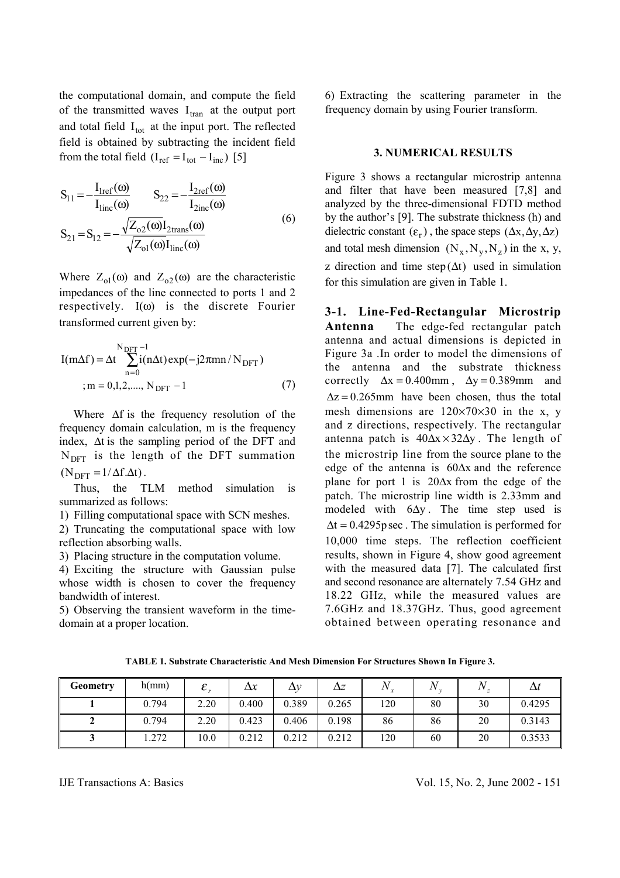the computational domain, and compute the field of the transmitted waves $I_{tran}$ at the output port and total field $I_{tot}$ at the input port. The reflected field is obtained by subtracting the incident field from the total field $(I_{ref} = I_{tot} - I_{inc})$ [5]

$$S_{11} = -\frac{I_{1ref}(\omega)}{I_{1inc}(\omega)} \qquad S_{22} = -\frac{I_{2ref}(\omega)}{I_{2inc}(\omega)}$$
$$S_{21} = S_{12} = -\frac{\sqrt{Z_{o2}(\omega)} I_{2trans}(\omega)}{\sqrt{Z_{o1}(\omega)} I_{1inc}(\omega)} \tag{6}$$

Where $Z_{o1}(\omega)$ and $Z_{o2}(\omega)$ are the characteristic impedances of the line connected to ports 1 and 2 respectively. $I(\omega)$ is the discrete Fourier transformed current given by:

$$I(m\Delta f) = \Delta t \sum_{n=0}^{N_{DFT}-1} i(n\Delta t)\exp(-j2\pi mn / N_{DFT})$$
$$; m = 0,1,2,...., N_{DFT} - 1 \tag{7}$$

Where $\Delta f$ is the frequency resolution of the frequency domain calculation, m is the frequency index, $\Delta t$ is the sampling period of the DFT and $N_{DFT}$ is the length of the DFT summation $(N_{DFT} = 1/\Delta f.\Delta t)$.

Thus, the TLM method simulation is summarized as follows:

1) Filling computational space with SCN meshes.
2) Truncating the computational space with low reflection absorbing walls.
3) Placing structure in the computation volume.
4) Exciting the structure with Gaussian pulse whose width is chosen to cover the frequency bandwidth of interest.
5) Observing the transient waveform in the time-domain at a proper location.
6) Extracting the scattering parameter in the frequency domain by using Fourier transform.

## 3. NUMERICAL RESULTS

Figure 3 shows a rectangular microstrip antenna and filter that have been measured [7,8] and analyzed by the three-dimensional FDTD method by the author's [9]. The substrate thickness (h) and dielectric constant $(\varepsilon_r)$, the space steps $(\Delta x, \Delta y, \Delta z)$ and total mesh dimension $(N_x, N_y, N_z)$ in the x, y, z direction and time step $(\Delta t)$ used in simulation for this simulation are given in Table 1.

**3-1. Line-Fed-Rectangular Microstrip Antenna** The edge-fed rectangular patch antenna and actual dimensions is depicted in Figure 3a .In order to model the dimensions of the antenna and the substrate thickness correctly $\Delta x = 0.400\text{mm}$, $\Delta y = 0.389\text{mm}$ and $\Delta z = 0.265\text{mm}$ have been chosen, thus the total mesh dimensions are $120 \times 70 \times 30$ in the x, y and z directions, respectively. The rectangular antenna patch is $40\Delta x \times 32\Delta y$. The length of the microstrip line from the source plane to the edge of the antenna is $60\Delta x$ and the reference plane for port 1 is $20\Delta x$ from the edge of the patch. The microstrip line width is 2.33mm and modeled with $6\Delta y$. The time step used is $\Delta t = 0.4295\text{p sec}$. The simulation is performed for 10,000 time steps. The reflection coefficient results, shown in Figure 4, show good agreement with the measured data [7]. The calculated first and second resonance are alternately 7.54 GHz and 18.22 GHz, while the measured values are 7.6GHz and 18.37GHz. Thus, good agreement obtained between operating resonance and

**TABLE 1. Substrate Characteristic And Mesh Dimension For Structures Shown In Figure 3.**

| Geometry | h(mm) | $\varepsilon_r$ | $\Delta x$ | $\Delta y$ | $\Delta z$ | $N_x$ | $N_y$ | $N_z$ | $\Delta t$ |
|---|---|---|---|---|---|---|---|---|---|
| **1** | 0.794 | 2.20 | 0.400 | 0.389 | 0.265 | 120 | 80 | 30 | 0.4295 |
| **2** | 0.794 | 2.20 | 0.423 | 0.406 | 0.198 | 86 | 86 | 20 | 0.3143 |
| **3** | 1.272 | 10.0 | 0.212 | 0.212 | 0.212 | 120 | 60 | 20 | 0.3533 |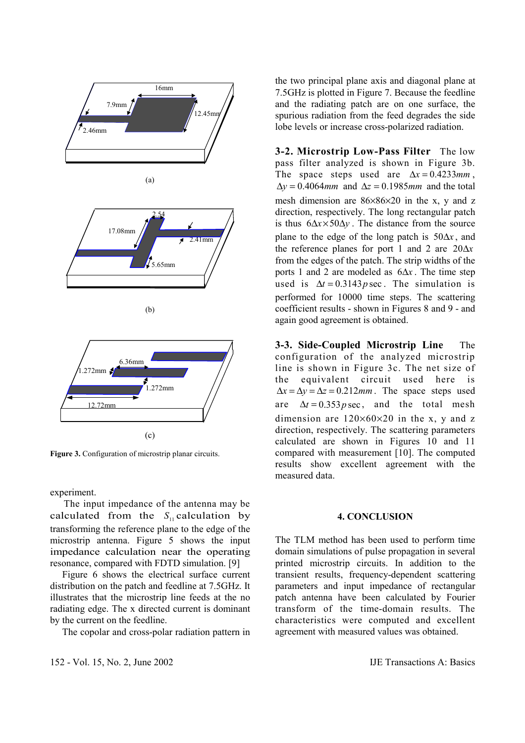(a)

(b)

(c)

**Figure 3.** Configuration of microstrip planar circuits.

experiment.

The input impedance of the antenna may be calculated from the $S_{11}$ calculation by transforming the reference plane to the edge of the microstrip antenna. Figure 5 shows the input impedance calculation near the operating resonance, compared with FDTD simulation. [9]

Figure 6 shows the electrical surface current distribution on the patch and feedline at 7.5GHz. It illustrates that the microstrip line feeds at the no radiating edge. The x directed current is dominant by the current on the feedline.

The copolar and cross-polar radiation pattern in the two principal plane axis and diagonal plane at 7.5GHz is plotted in Figure 7. Because the feedline and the radiating patch are on one surface, the spurious radiation from the feed degrades the side lobe levels or increase cross-polarized radiation.

**3-2. Microstrip Low-Pass Filter** The low pass filter analyzed is shown in Figure 3b. The space steps used are $\Delta x = 0.4233mm$, $\Delta y = 0.4064mm$ and $\Delta z = 0.1985mm$ and the total mesh dimension are $86 \times 86 \times 20$ in the x, y and z direction, respectively. The long rectangular patch is thus $6\Delta x \times 50\Delta y$. The distance from the source plane to the edge of the long patch is $50\Delta x$, and the reference planes for port 1 and 2 are $20\Delta x$ from the edges of the patch. The strip widths of the ports 1 and 2 are modeled as $6\Delta x$. The time step used is $\Delta t = 0.3143 p\sec$. The simulation is performed for 10000 time steps. The scattering coefficient results - shown in Figures 8 and 9 - and again good agreement is obtained.

**3-3. Side-Coupled Microstrip Line** The configuration of the analyzed microstrip line is shown in Figure 3c. The net size of the equivalent circuit used here is $\Delta x = \Delta y = \Delta z = 0.212mm$. The space steps used are $\Delta t = 0.353 p\sec$, and the total mesh dimension are $120 \times 60 \times 20$ in the x, y and z direction, respectively. The scattering parameters calculated are shown in Figures 10 and 11 compared with measurement [10]. The computed results show excellent agreement with the measured data.

## 4. CONCLUSION

The TLM method has been used to perform time domain simulations of pulse propagation in several printed microstrip circuits. In addition to the transient results, frequency-dependent scattering parameters and input impedance of rectangular patch antenna have been calculated by Fourier transform of the time-domain results. The characteristics were computed and excellent agreement with measured values was obtained.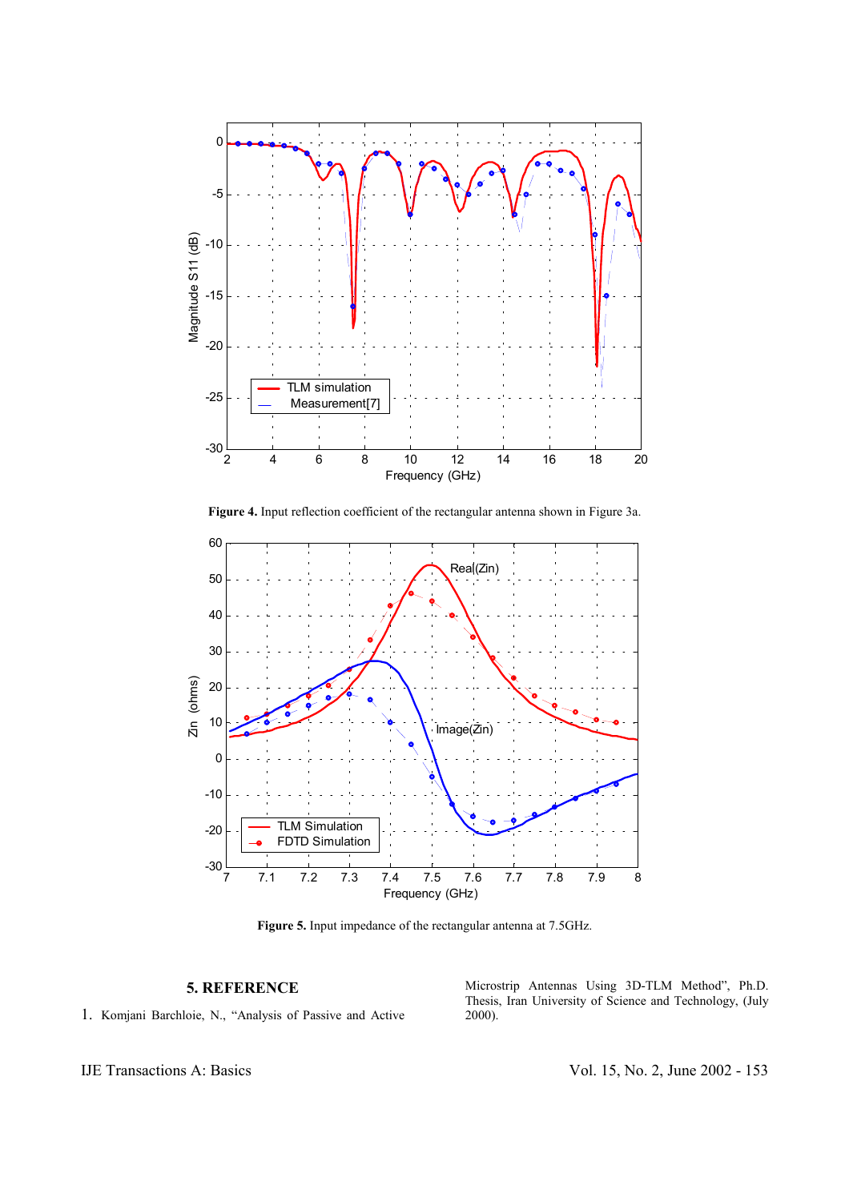**Figure 4.** Input reflection coefficient of the rectangular antenna shown in Figure 3a.

**Figure 5.** Input impedance of the rectangular antenna at 7.5GHz.

## 5. REFERENCE

1. Komjani Barchloie, N., "Analysis of Passive and Active Microstrip Antennas Using 3D-TLM Method", Ph.D. Thesis, Iran University of Science and Technology, (July 2000).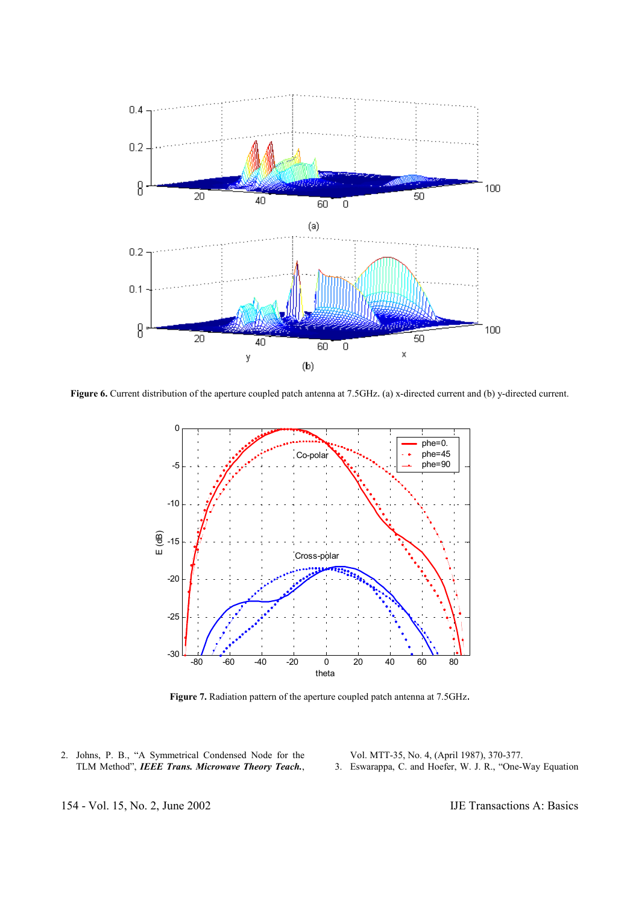**Figure 6.** Current distribution of the aperture coupled patch antenna at 7.5GHz. (a) x-directed current and (b) y-directed current.

**Figure 7.** Radiation pattern of the aperture coupled patch antenna at 7.5GHz.

2. Johns, P. B., "A Symmetrical Condensed Node for the TLM Method", ***IEEE Trans. Microwave Theory Teach.***, Vol. MTT-35, No. 4, (April 1987), 370-377.
3. Eswarappa, C. and Hoefer, W. J. R., "One-Way Equation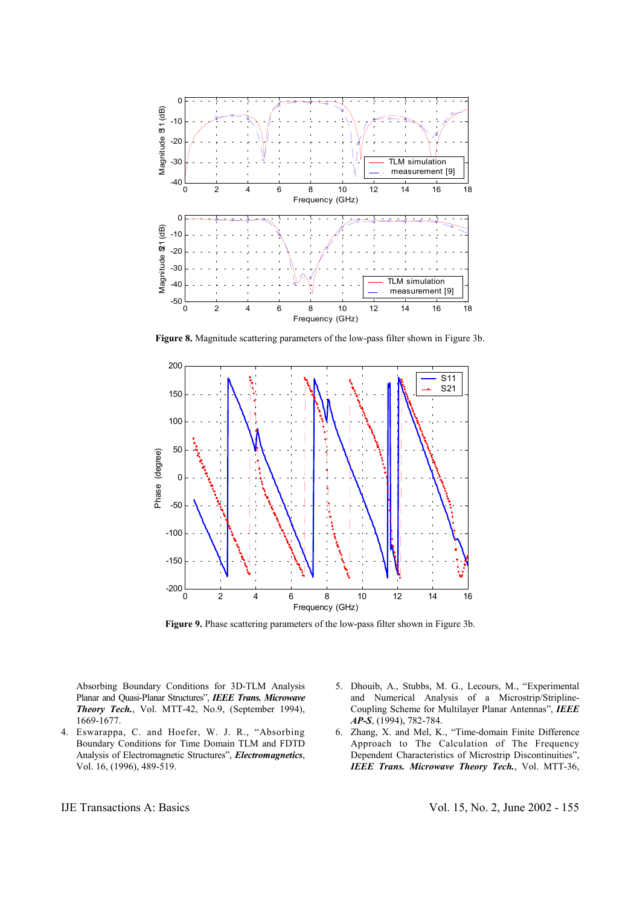Figure 8. Magnitude scattering parameters of the low-pass filter shown in Figure 3b.

Figure 9. Phase scattering parameters of the low-pass filter shown in Figure 3b.

Absorbing Boundary Conditions for 3D-TLM Analysis Planar and Quasi-Planar Structures", ***IEEE Trans. Microwave Theory Tech.***, Vol. MTT-42, No.9, (September 1994), 1669-1677.

4. Eswarappa, C. and Hoefer, W. J. R., "Absorbing Boundary Conditions for Time Domain TLM and FDTD Analysis of Electromagnetic Structures", ***Electromagnetics***, Vol. 16, (1996), 489-519.
5. Dhouib, A., Stubbs, M. G., Lecours, M., "Experimental and Numerical Analysis of a Microstrip/Stripline-Coupling Scheme for Multilayer Planar Antennas", ***IEEE AP-S***, (1994), 782-784.
6. Zhang, X. and Mel, K., "Time-domain Finite Difference Approach to The Calculation of The Frequency Dependent Characteristics of Microstrip Discontinuities", ***IEEE Trans. Microwave Theory Tech.***, Vol. MTT-36,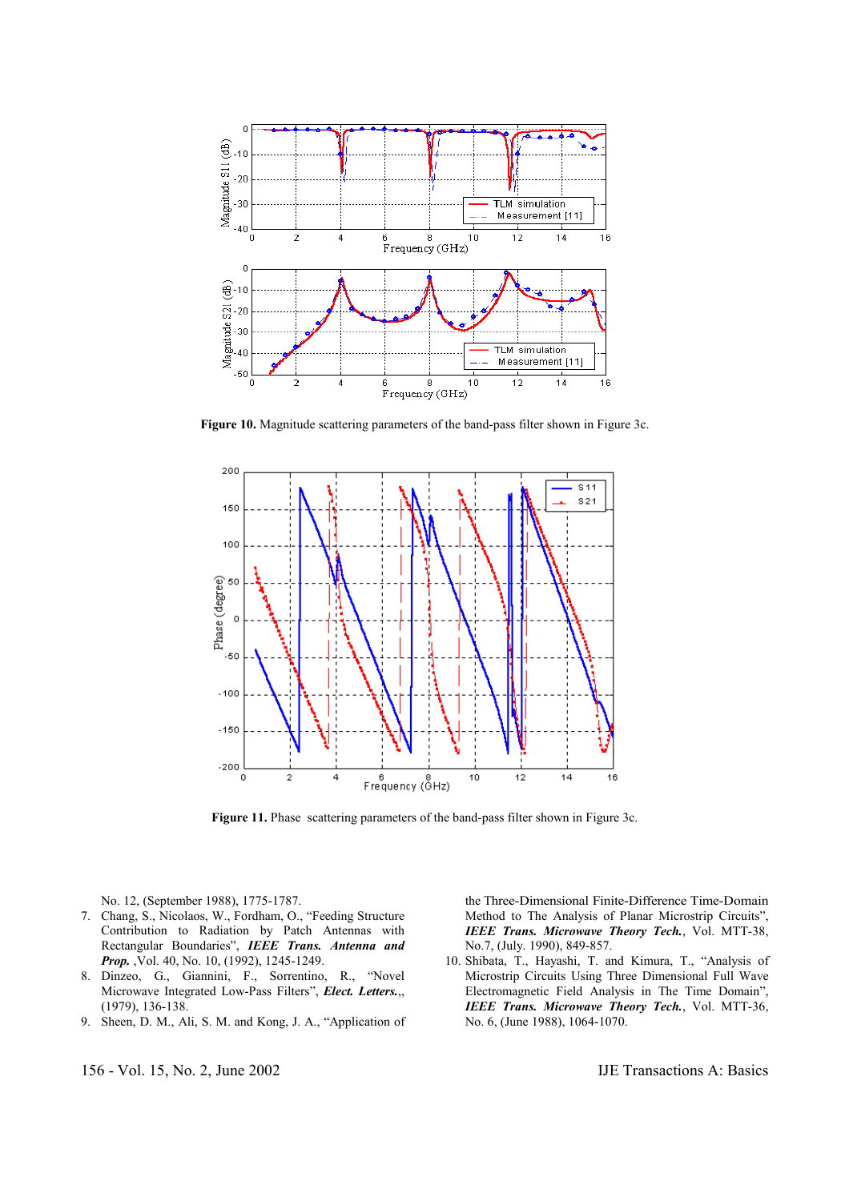Magnitude S11 (dB)

0
-10
-20
-30
-40

0 2 4 6 8 10 12 14 16

Frequency (GHz)

TLM simulation
Measurement [11]

Magnitude S21 (dB)

0
-10
-20
-30
-40
-50

0 2 4 6 8 10 12 14 16

Frequency (GHz)

TLM simulation
Measurement [11]

**Figure 10.** Magnitude scattering parameters of the band-pass filter shown in Figure 3c.

Phase (degree)

200
150
100
50
0
-50
-100
-150
-200

0 2 4 6 8 10 12 14 16

Frequency (GHz)

S11
S21

**Figure 11.** Phase scattering parameters of the band-pass filter shown in Figure 3c.

No. 12, (September 1988), 1775-1787.

7. Chang, S., Nicolaos, W., Fordham, O., "Feeding Structure Contribution to Radiation by Patch Antennas with Rectangular Boundaries", ***IEEE Trans. Antenna and Prop.*** ,Vol. 40, No. 10, (1992), 1245-1249.
8. Dinzeo, G., Giannini, F., Sorrentino, R., "Novel Microwave Integrated Low-Pass Filters", ***Elect. Letters.***,, (1979), 136-138.
9. Sheen, D. M., Ali, S. M. and Kong, J. A., "Application of the Three-Dimensional Finite-Difference Time-Domain Method to The Analysis of Planar Microstrip Circuits", ***IEEE Trans. Microwave Theory Tech.***, Vol. MTT-38, No.7, (July. 1990), 849-857.
10. Shibata, T., Hayashi, T. and Kimura, T., "Analysis of Microstrip Circuits Using Three Dimensional Full Wave Electromagnetic Field Analysis in The Time Domain", ***IEEE Trans. Microwave Theory Tech.***, Vol. MTT-36, No. 6, (June 1988), 1064-1070.